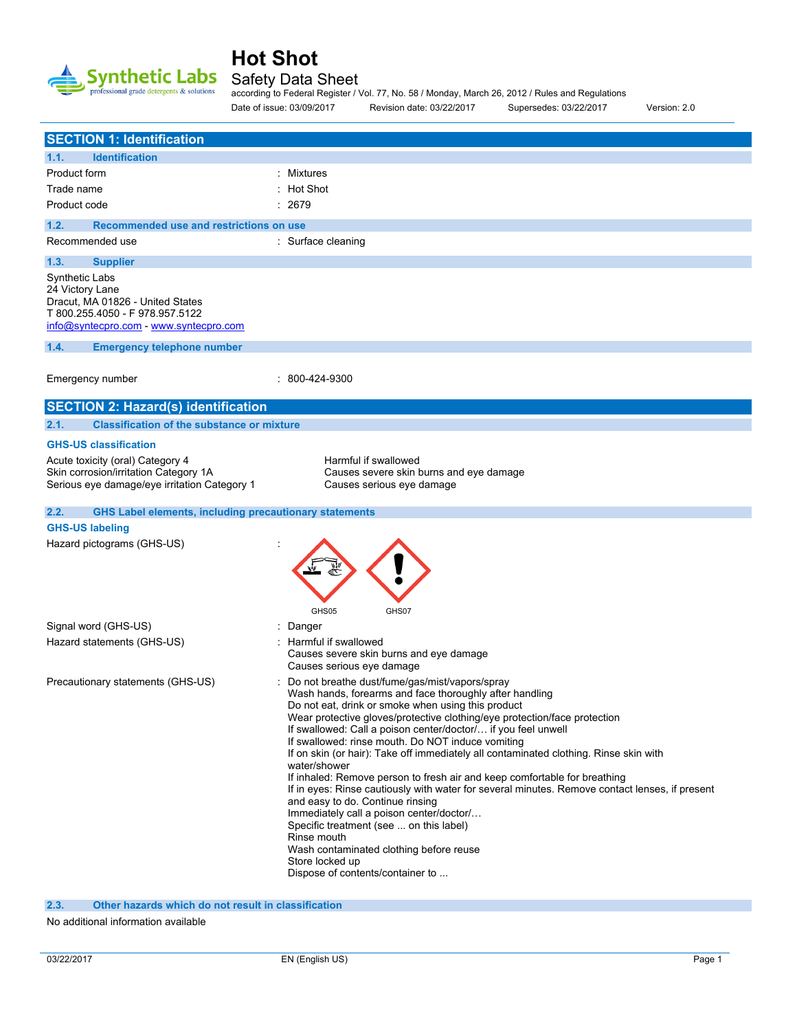# Hot Shot

## Safety Data Sheet

according to Federal Register / Vol. 77, No. 58 / Monday, March 26, 2012 / Rules and Regulations

Date of issue: 03/09/2017 Revision date: 03/22/2017 Supersedes: 03/22/2017 Version: 2.0

## SECTION 1: Identification

### 1.1. Identification

| | |
|---|---|
| Product form | : Mixtures |
| Trade name | : Hot Shot |
| Product code | : 2679 |

### 1.2. Recommended use and restrictions on use

| | |
|---|---|
| Recommended use | : Surface cleaning |

### 1.3. Supplier

Synthetic Labs
24 Victory Lane
Dracut, MA 01826 - United States
T 800.255.4050 - F 978.957.5122
info@syntecpro.com - www.syntecpro.com

### 1.4. Emergency telephone number

| | |
|---|---|
| Emergency number | : 800-424-9300 |

## SECTION 2: Hazard(s) identification

### 2.1. Classification of the substance or mixture

**GHS-US classification**

| | |
|---|---|
| Acute toxicity (oral) Category 4 | Harmful if swallowed |
| Skin corrosion/irritation Category 1A | Causes severe skin burns and eye damage |
| Serious eye damage/eye irritation Category 1 | Causes serious eye damage |

### 2.2. GHS Label elements, including precautionary statements

**GHS-US labeling**

Hazard pictograms (GHS-US) : GHS05 GHS07

Signal word (GHS-US) : Danger

Hazard statements (GHS-US) :
Harmful if swallowed
Causes severe skin burns and eye damage
Causes serious eye damage

Precautionary statements (GHS-US) :
Do not breathe dust/fume/gas/mist/vapors/spray
Wash hands, forearms and face thoroughly after handling
Do not eat, drink or smoke when using this product
Wear protective gloves/protective clothing/eye protection/face protection
If swallowed: Call a poison center/doctor/… if you feel unwell
If swallowed: rinse mouth. Do NOT induce vomiting
If on skin (or hair): Take off immediately all contaminated clothing. Rinse skin with water/shower
If inhaled: Remove person to fresh air and keep comfortable for breathing
If in eyes: Rinse cautiously with water for several minutes. Remove contact lenses, if present and easy to do. Continue rinsing
Immediately call a poison center/doctor/…
Specific treatment (see ... on this label)
Rinse mouth
Wash contaminated clothing before reuse
Store locked up
Dispose of contents/container to ...

### 2.3. Other hazards which do not result in classification

No additional information available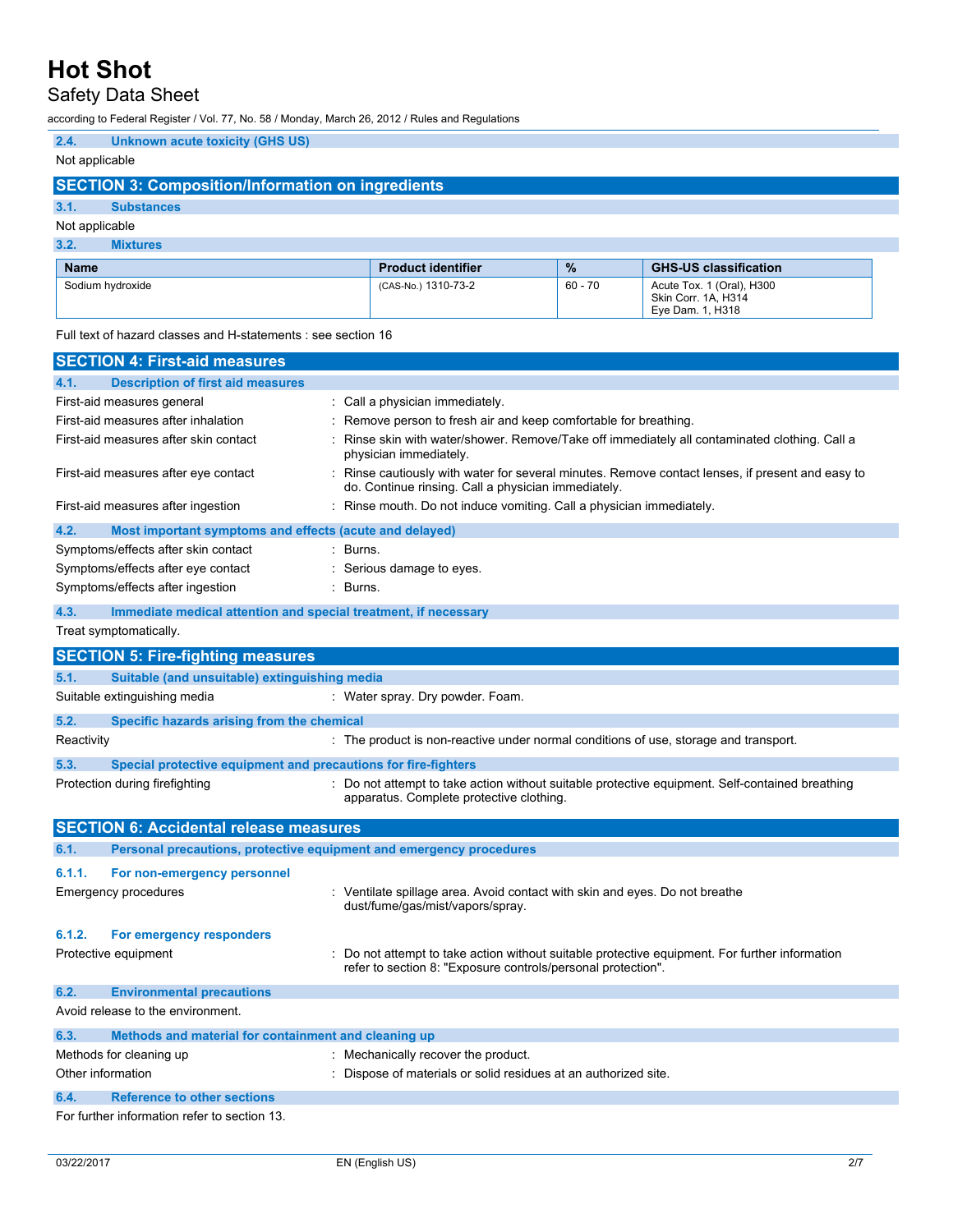### 2.4. Unknown acute toxicity (GHS US)

Not applicable

## SECTION 3: Composition/Information on ingredients

### 3.1. Substances

Not applicable

### 3.2. Mixtures

| Name | Product identifier | % | GHS-US classification |
|---|---|---|---|
| Sodium hydroxide | (CAS-No.) 1310-73-2 | 60 - 70 | Acute Tox. 1 (Oral), H300<br>Skin Corr. 1A, H314<br>Eye Dam. 1, H318 |

Full text of hazard classes and H-statements : see section 16

## SECTION 4: First-aid measures

### 4.1. Description of first aid measures

First-aid measures general : Call a physician immediately.

First-aid measures after inhalation : Remove person to fresh air and keep comfortable for breathing.

First-aid measures after skin contact : Rinse skin with water/shower. Remove/Take off immediately all contaminated clothing. Call a physician immediately.

First-aid measures after eye contact : Rinse cautiously with water for several minutes. Remove contact lenses, if present and easy to do. Continue rinsing. Call a physician immediately.

First-aid measures after ingestion : Rinse mouth. Do not induce vomiting. Call a physician immediately.

### 4.2. Most important symptoms and effects (acute and delayed)

Symptoms/effects after skin contact : Burns.

Symptoms/effects after eye contact : Serious damage to eyes.

Symptoms/effects after ingestion : Burns.

### 4.3. Immediate medical attention and special treatment, if necessary

Treat symptomatically.

## SECTION 5: Fire-fighting measures

### 5.1. Suitable (and unsuitable) extinguishing media

Suitable extinguishing media : Water spray. Dry powder. Foam.

### 5.2. Specific hazards arising from the chemical

Reactivity : The product is non-reactive under normal conditions of use, storage and transport.

### 5.3. Special protective equipment and precautions for fire-fighters

Protection during firefighting : Do not attempt to take action without suitable protective equipment. Self-contained breathing apparatus. Complete protective clothing.

## SECTION 6: Accidental release measures

### 6.1. Personal precautions, protective equipment and emergency procedures

#### 6.1.1. For non-emergency personnel

Emergency procedures : Ventilate spillage area. Avoid contact with skin and eyes. Do not breathe dust/fume/gas/mist/vapors/spray.

#### 6.1.2. For emergency responders

Protective equipment : Do not attempt to take action without suitable protective equipment. For further information refer to section 8: "Exposure controls/personal protection".

### 6.2. Environmental precautions

Avoid release to the environment.

### 6.3. Methods and material for containment and cleaning up

Methods for cleaning up : Mechanically recover the product.

Other information : Dispose of materials or solid residues at an authorized site.

### 6.4. Reference to other sections

For further information refer to section 13.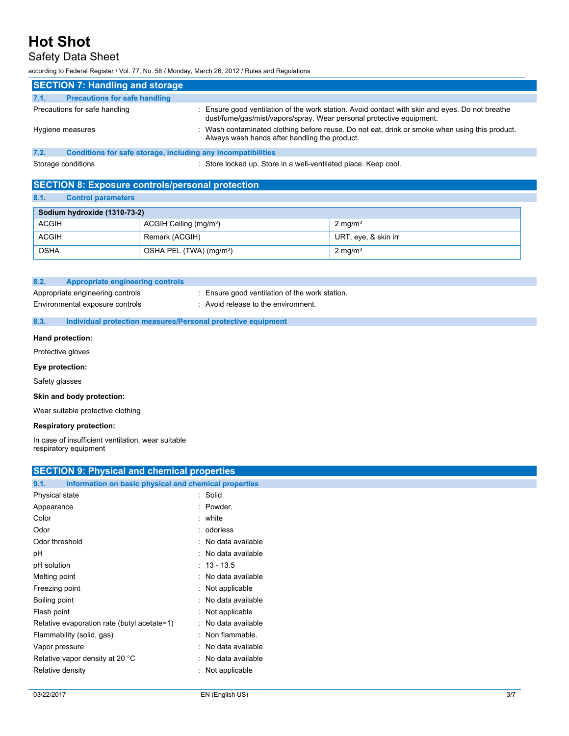## SECTION 7: Handling and storage

### 7.1. Precautions for safe handling

Precautions for safe handling : Ensure good ventilation of the work station. Avoid contact with skin and eyes. Do not breathe dust/fume/gas/mist/vapors/spray. Wear personal protective equipment.

Hygiene measures : Wash contaminated clothing before reuse. Do not eat, drink or smoke when using this product. Always wash hands after handling the product.

### 7.2. Conditions for safe storage, including any incompatibilities

Storage conditions : Store locked up. Store in a well-ventilated place. Keep cool.

## SECTION 8: Exposure controls/personal protection

### 8.1. Control parameters

| Sodium hydroxide (1310-73-2) | | |
|---|---|---|
| ACGIH | ACGIH Ceiling (mg/m³) | 2 mg/m³ |
| ACGIH | Remark (ACGIH) | URT, eye, & skin irr |
| OSHA | OSHA PEL (TWA) (mg/m³) | 2 mg/m³ |

### 8.2. Appropriate engineering controls

Appropriate engineering controls : Ensure good ventilation of the work station.

Environmental exposure controls : Avoid release to the environment.

### 8.3. Individual protection measures/Personal protective equipment

**Hand protection:**

Protective gloves

**Eye protection:**

Safety glasses

**Skin and body protection:**

Wear suitable protective clothing

**Respiratory protection:**

In case of insufficient ventilation, wear suitable respiratory equipment

## SECTION 9: Physical and chemical properties

### 9.1. Information on basic physical and chemical properties

| Property | Value |
|---|---|
| Physical state | Solid |
| Appearance | Powder. |
| Color | white |
| Odor | odorless |
| Odor threshold | No data available |
| pH | No data available |
| pH solution | 13 - 13.5 |
| Melting point | No data available |
| Freezing point | Not applicable |
| Boiling point | No data available |
| Flash point | Not applicable |
| Relative evaporation rate (butyl acetate=1) | No data available |
| Flammability (solid, gas) | Non flammable. |
| Vapor pressure | No data available |
| Relative vapor density at 20 °C | No data available |
| Relative density | Not applicable |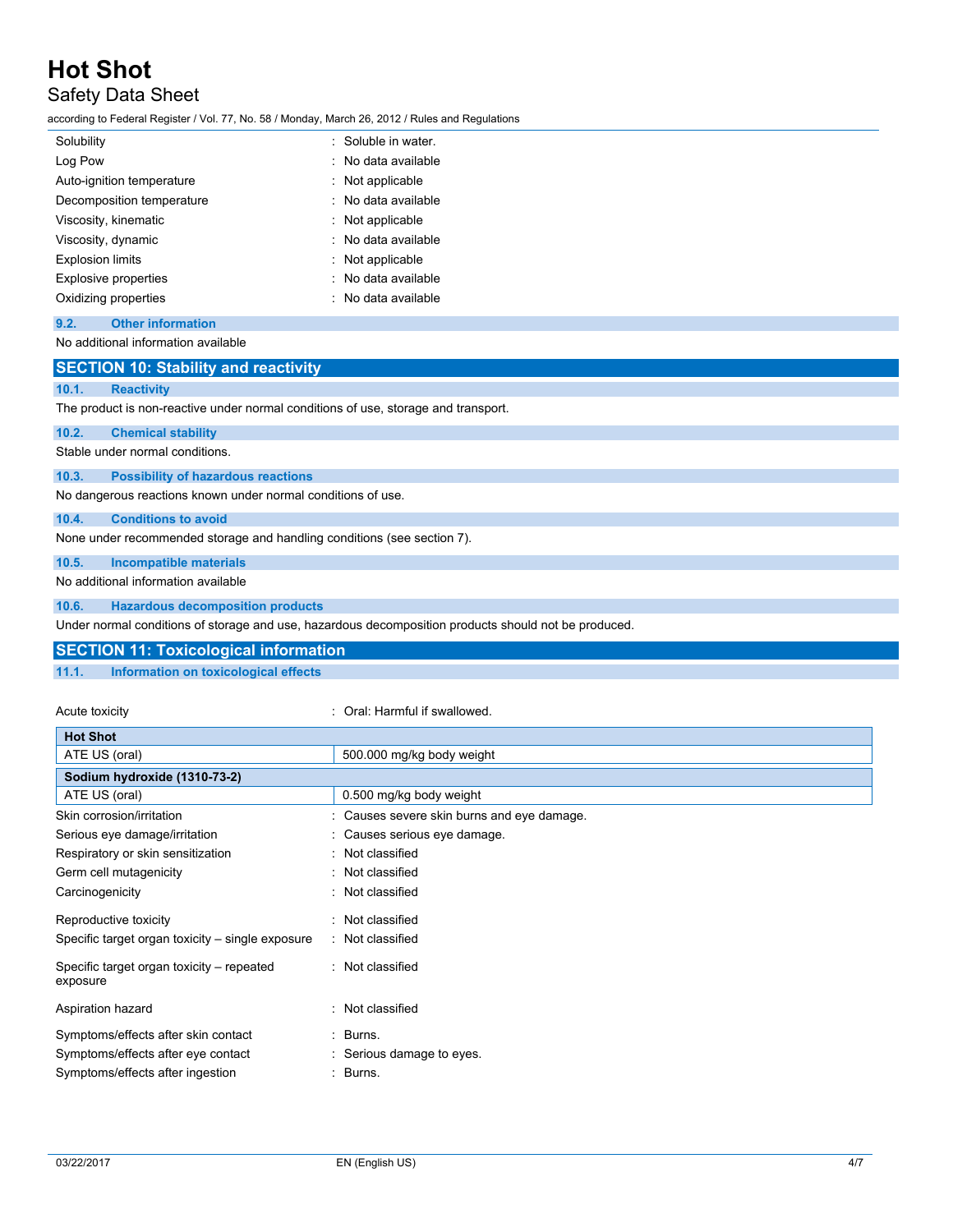| | |
|---|---|
| Solubility | : Soluble in water. |
| Log Pow | : No data available |
| Auto-ignition temperature | : Not applicable |
| Decomposition temperature | : No data available |
| Viscosity, kinematic | : Not applicable |
| Viscosity, dynamic | : No data available |
| Explosion limits | : Not applicable |
| Explosive properties | : No data available |
| Oxidizing properties | : No data available |

### 9.2. Other information

No additional information available

## SECTION 10: Stability and reactivity

### 10.1. Reactivity

The product is non-reactive under normal conditions of use, storage and transport.

### 10.2. Chemical stability

Stable under normal conditions.

### 10.3. Possibility of hazardous reactions

No dangerous reactions known under normal conditions of use.

### 10.4. Conditions to avoid

None under recommended storage and handling conditions (see section 7).

### 10.5. Incompatible materials

No additional information available

### 10.6. Hazardous decomposition products

Under normal conditions of storage and use, hazardous decomposition products should not be produced.

## SECTION 11: Toxicological information

### 11.1. Information on toxicological effects

Acute toxicity : Oral: Harmful if swallowed.

| **Hot Shot** | |
|---|---|
| ATE US (oral) | 500.000 mg/kg body weight |

| **Sodium hydroxide (1310-73-2)** | |
|---|---|
| ATE US (oral) | 0.500 mg/kg body weight |

| | |
|---|---|
| Skin corrosion/irritation | : Causes severe skin burns and eye damage. |
| Serious eye damage/irritation | : Causes serious eye damage. |
| Respiratory or skin sensitization | : Not classified |
| Germ cell mutagenicity | : Not classified |
| Carcinogenicity | : Not classified |
| Reproductive toxicity | : Not classified |
| Specific target organ toxicity – single exposure | : Not classified |
| Specific target organ toxicity – repeated exposure | : Not classified |
| Aspiration hazard | : Not classified |
| Symptoms/effects after skin contact | : Burns. |
| Symptoms/effects after eye contact | : Serious damage to eyes. |
| Symptoms/effects after ingestion | : Burns. |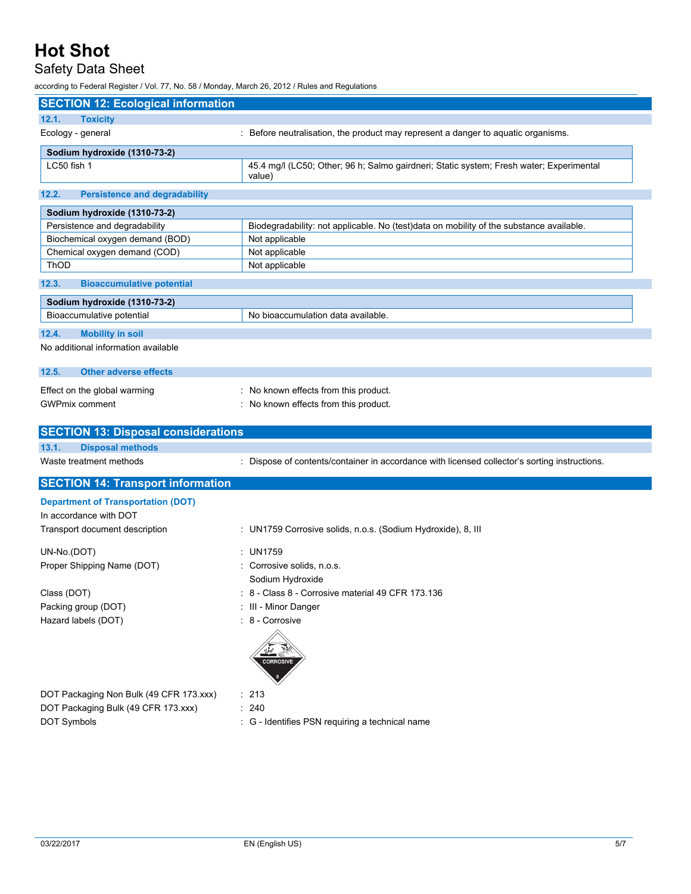## SECTION 12: Ecological information

### 12.1. Toxicity

Ecology - general : Before neutralisation, the product may represent a danger to aquatic organisms.

| Sodium hydroxide (1310-73-2) | |
|---|---|
| LC50 fish 1 | 45.4 mg/l (LC50; Other; 96 h; Salmo gairdneri; Static system; Fresh water; Experimental value) |

### 12.2. Persistence and degradability

| Sodium hydroxide (1310-73-2) | |
|---|---|
| Persistence and degradability | Biodegradability: not applicable. No (test)data on mobility of the substance available. |
| Biochemical oxygen demand (BOD) | Not applicable |
| Chemical oxygen demand (COD) | Not applicable |
| ThOD | Not applicable |

### 12.3. Bioaccumulative potential

| Sodium hydroxide (1310-73-2) | |
|---|---|
| Bioaccumulative potential | No bioaccumulation data available. |

### 12.4. Mobility in soil

No additional information available

### 12.5. Other adverse effects

Effect on the global warming : No known effects from this product.

GWPmix comment : No known effects from this product.

## SECTION 13: Disposal considerations

### 13.1. Disposal methods

Waste treatment methods : Dispose of contents/container in accordance with licensed collector's sorting instructions.

## SECTION 14: Transport information

**Department of Transportation (DOT)**

In accordance with DOT

Transport document description : UN1759 Corrosive solids, n.o.s. (Sodium Hydroxide), 8, III

UN-No.(DOT) : UN1759

Proper Shipping Name (DOT) : Corrosive solids, n.o.s.
Sodium Hydroxide

Class (DOT) : 8 - Class 8 - Corrosive material 49 CFR 173.136

Packing group (DOT) : III - Minor Danger

Hazard labels (DOT) : 8 - Corrosive

DOT Packaging Non Bulk (49 CFR 173.xxx) : 213

DOT Packaging Bulk (49 CFR 173.xxx) : 240

DOT Symbols : G - Identifies PSN requiring a technical name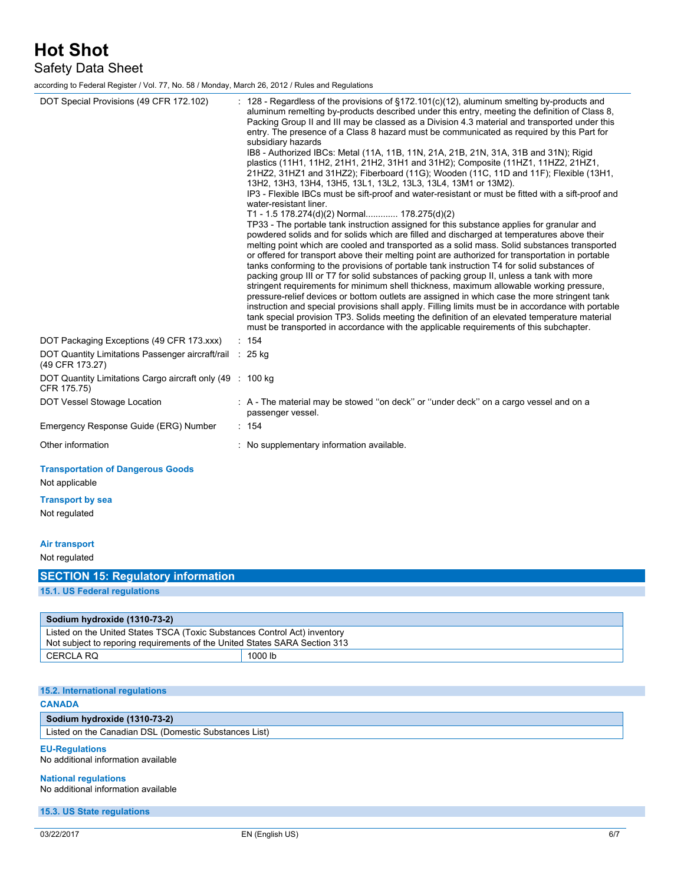| | |
|---|---|
| DOT Special Provisions (49 CFR 172.102) | : 128 - Regardless of the provisions of §172.101(c)(12), aluminum smelting by-products and aluminum remelting by-products described under this entry, meeting the definition of Class 8, Packing Group II and III may be classed as a Division 4.3 material and transported under this entry. The presence of a Class 8 hazard must be communicated as required by this Part for subsidiary hazards<br>IB8 - Authorized IBCs: Metal (11A, 11B, 11N, 21A, 21B, 21N, 31A, 31B and 31N); Rigid plastics (11H1, 11H2, 21H1, 21H2, 31H1 and 31H2); Composite (11HZ1, 11HZ2, 21HZ1, 21HZ2, 31HZ1 and 31HZ2); Fiberboard (11G); Wooden (11C, 11D and 11F); Flexible (13H1, 13H2, 13H3, 13H4, 13H5, 13L1, 13L2, 13L3, 13L4, 13M1 or 13M2).<br>IP3 - Flexible IBCs must be sift-proof and water-resistant or must be fitted with a sift-proof and water-resistant liner.<br>T1 - 1.5 178.274(d)(2) Normal............ 178.275(d)(2)<br>TP33 - The portable tank instruction assigned for this substance applies for granular and powdered solids and for solids which are filled and discharged at temperatures above their melting point which are cooled and transported as a solid mass. Solid substances transported or offered for transport above their melting point are authorized for transportation in portable tanks conforming to the provisions of portable tank instruction T4 for solid substances of packing group III or T7 for solid substances of packing group II, unless a tank with more stringent requirements for minimum shell thickness, maximum allowable working pressure, pressure-relief devices or bottom outlets are assigned in which case the more stringent tank instruction and special provisions shall apply. Filling limits must be in accordance with portable tank special provision TP3. Solids meeting the definition of an elevated temperature material must be transported in accordance with the applicable requirements of this subchapter. |
| DOT Packaging Exceptions (49 CFR 173.xxx) | : 154 |
| DOT Quantity Limitations Passenger aircraft/rail (49 CFR 173.27) | : 25 kg |
| DOT Quantity Limitations Cargo aircraft only (49 CFR 175.75) | : 100 kg |
| DOT Vessel Stowage Location | : A - The material may be stowed ''on deck'' or ''under deck'' on a cargo vessel and on a passenger vessel. |
| Emergency Response Guide (ERG) Number | : 154 |
| Other information | : No supplementary information available. |

**Transportation of Dangerous Goods**

Not applicable

**Transport by sea**

Not regulated

**Air transport**

Not regulated

## SECTION 15: Regulatory information

### 15.1. US Federal regulations

| Sodium hydroxide (1310-73-2) | |
|---|---|
| Listed on the United States TSCA (Toxic Substances Control Act) inventory<br>Not subject to reporing requirements of the United States SARA Section 313 | |
| CERCLA RQ | 1000 lb |

### 15.2. International regulations

**CANADA**

| Sodium hydroxide (1310-73-2) |
|---|
| Listed on the Canadian DSL (Domestic Substances List) |

**EU-Regulations**

No additional information available

**National regulations**

No additional information available

### 15.3. US State regulations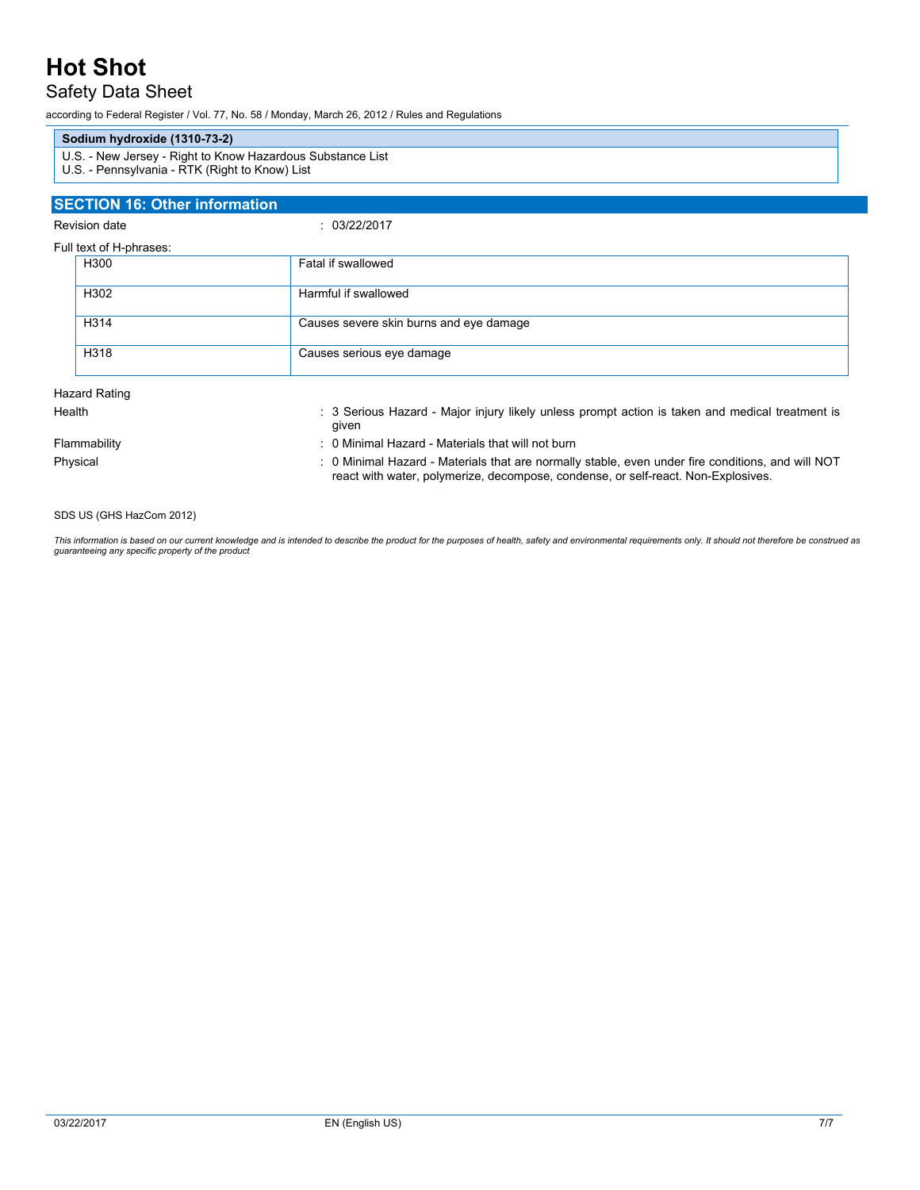| Sodium hydroxide (1310-73-2) |
| --- |
| U.S. - New Jersey - Right to Know Hazardous Substance List<br>U.S. - Pennsylvania - RTK (Right to Know) List |

## SECTION 16: Other information

Revision date : 03/22/2017

Full text of H-phrases:

| | |
| --- | --- |
| H300 | Fatal if swallowed |
| H302 | Harmful if swallowed |
| H314 | Causes severe skin burns and eye damage |
| H318 | Causes serious eye damage |

Hazard Rating

Health : 3 Serious Hazard - Major injury likely unless prompt action is taken and medical treatment is given

Flammability : 0 Minimal Hazard - Materials that will not burn

Physical : 0 Minimal Hazard - Materials that are normally stable, even under fire conditions, and will NOT react with water, polymerize, decompose, condense, or self-react. Non-Explosives.

SDS US (GHS HazCom 2012)

*This information is based on our current knowledge and is intended to describe the product for the purposes of health, safety and environmental requirements only. It should not therefore be construed as guaranteeing any specific property of the product*